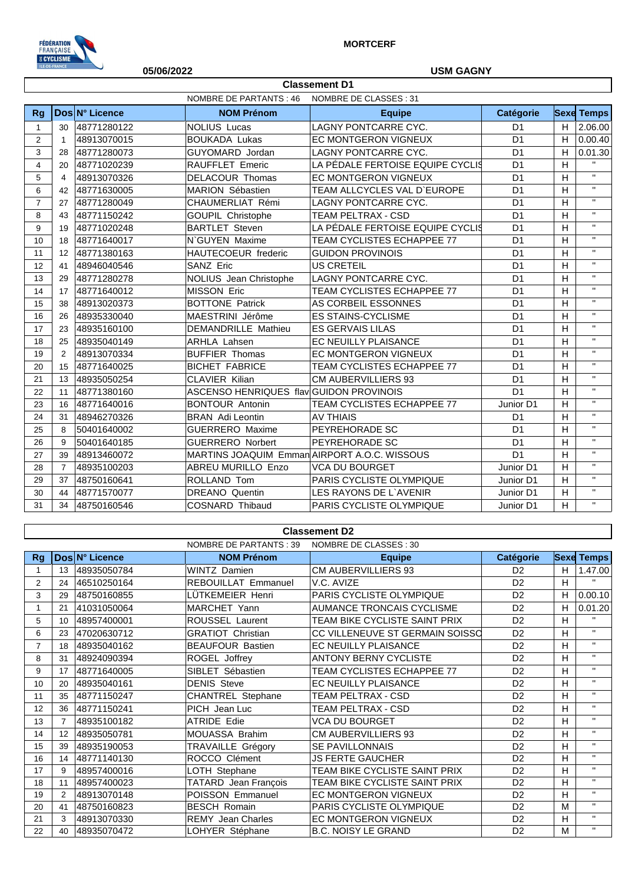MORTCERF

05/06/2022

USM GAGNY

## Classement D1

NOMBRE DE PARTANTS : 46   NOMBRE DE CLASSES : 31

| Rg | Dos | N° Licence | NOM Prénom | Equipe | Catégorie | Sexe | Temps |
|---|---|---|---|---|---|---|---|
| 1 | 30 | 48771280122 | NOLIUS Lucas | LAGNY PONTCARRE CYC. | D1 | H | 2.06.00 |
| 2 | 1 | 48913070015 | BOUKADA Lukas | EC MONTGERON VIGNEUX | D1 | H | 0.00.40 |
| 3 | 28 | 48771280073 | GUYOMARD Jordan | LAGNY PONTCARRE CYC. | D1 | H | 0.01.30 |
| 4 | 20 | 48771020239 | RAUFFLET Emeric | LA PÉDALE FERTOISE EQUIPE CYCLIS | D1 | H | " |
| 5 | 4 | 48913070326 | DELACOUR Thomas | EC MONTGERON VIGNEUX | D1 | H | " |
| 6 | 42 | 48771630005 | MARION Sébastien | TEAM ALLCYCLES VAL D`EUROPE | D1 | H | " |
| 7 | 27 | 48771280049 | CHAUMERLIAT Rémi | LAGNY PONTCARRE CYC. | D1 | H | " |
| 8 | 43 | 48771150242 | GOUPIL Christophe | TEAM PELTRAX - CSD | D1 | H | " |
| 9 | 19 | 48771020248 | BARTLET Steven | LA PÉDALE FERTOISE EQUIPE CYCLIS | D1 | H | " |
| 10 | 18 | 48771640017 | N`GUYEN Maxime | TEAM CYCLISTES ECHAPPEE 77 | D1 | H | " |
| 11 | 12 | 48771380163 | HAUTECOEUR frederic | GUIDON PROVINOIS | D1 | H | " |
| 12 | 41 | 48946040546 | SANZ Eric | US CRETEIL | D1 | H | " |
| 13 | 29 | 48771280278 | NOLIUS Jean Christophe | LAGNY PONTCARRE CYC. | D1 | H | " |
| 14 | 17 | 48771640012 | MISSON Eric | TEAM CYCLISTES ECHAPPEE 77 | D1 | H | " |
| 15 | 38 | 48913020373 | BOTTONE Patrick | AS CORBEIL ESSONNES | D1 | H | " |
| 16 | 26 | 48935330040 | MAESTRINI Jérôme | ES STAINS-CYCLISME | D1 | H | " |
| 17 | 23 | 48935160100 | DEMANDRILLE Mathieu | ES GERVAIS LILAS | D1 | H | " |
| 18 | 25 | 48935040149 | ARHLA Lahsen | EC NEUILLY PLAISANCE | D1 | H | " |
| 19 | 2 | 48913070334 | BUFFIER Thomas | EC MONTGERON VIGNEUX | D1 | H | " |
| 20 | 15 | 48771640025 | BICHET FABRICE | TEAM CYCLISTES ECHAPPEE 77 | D1 | H | " |
| 21 | 13 | 48935050254 | CLAVIER Kilian | CM AUBERVILLIERS 93 | D1 | H | " |
| 22 | 11 | 48771380160 | ASCENSO HENRIQUES flav | GUIDON PROVINOIS | D1 | H | " |
| 23 | 16 | 48771640016 | BONTOUR Antonin | TEAM CYCLISTES ECHAPPEE 77 | Junior D1 | H | " |
| 24 | 31 | 48946270326 | BRAN Adi Leontin | AV THIAIS | D1 | H | " |
| 25 | 8 | 50401640002 | GUERRERO Maxime | PEYREHORADE SC | D1 | H | " |
| 26 | 9 | 50401640185 | GUERRERO Norbert | PEYREHORADE SC | D1 | H | " |
| 27 | 39 | 48913460072 | MARTINS JOAQUIM Emman | AIRPORT A.O.C. WISSOUS | D1 | H | " |
| 28 | 7 | 48935100203 | ABREU MURILLO Enzo | VCA DU BOURGET | Junior D1 | H | " |
| 29 | 37 | 48750160641 | ROLLAND Tom | PARIS CYCLISTE OLYMPIQUE | Junior D1 | H | " |
| 30 | 44 | 48771570077 | DREANO Quentin | LES RAYONS DE L`AVENIR | Junior D1 | H | " |
| 31 | 34 | 48750160546 | COSNARD Thibaud | PARIS CYCLISTE OLYMPIQUE | Junior D1 | H | " |

## Classement D2

NOMBRE DE PARTANTS : 39   NOMBRE DE CLASSES : 30

| Rg | Dos | N° Licence | NOM Prénom | Equipe | Catégorie | Sexe | Temps |
|---|---|---|---|---|---|---|---|
| 1 | 13 | 48935050784 | WINTZ Damien | CM AUBERVILLIERS 93 | D2 | H | 1.47.00 |
| 2 | 24 | 46510250164 | REBOUILLAT Emmanuel | V.C. AVIZE | D2 | H | " |
| 3 | 29 | 48750160855 | LÜTKEMEIER Henri | PARIS CYCLISTE OLYMPIQUE | D2 | H | 0.00.10 |
| 1 | 21 | 41031050064 | MARCHET Yann | AUMANCE TRONCAIS CYCLISME | D2 | H | 0.01.20 |
| 5 | 10 | 48957400001 | ROUSSEL Laurent | TEAM BIKE CYCLISTE SAINT PRIX | D2 | H | " |
| 6 | 23 | 47020630712 | GRATIOT Christian | CC VILLENEUVE ST GERMAIN SOISSO | D2 | H | " |
| 7 | 18 | 48935040162 | BEAUFOUR Bastien | EC NEUILLY PLAISANCE | D2 | H | " |
| 8 | 31 | 48924090394 | ROGEL Joffrey | ANTONY BERNY CYCLISTE | D2 | H | " |
| 9 | 17 | 48771640005 | SIBLET Sébastien | TEAM CYCLISTES ECHAPPEE 77 | D2 | H | " |
| 10 | 20 | 48935040161 | DENIS Steve | EC NEUILLY PLAISANCE | D2 | H | " |
| 11 | 35 | 48771150247 | CHANTREL Stephane | TEAM PELTRAX - CSD | D2 | H | " |
| 12 | 36 | 48771150241 | PICH Jean Luc | TEAM PELTRAX - CSD | D2 | H | " |
| 13 | 7 | 48935100182 | ATRIDE Edie | VCA DU BOURGET | D2 | H | " |
| 14 | 12 | 48935050781 | MOUASSA Brahim | CM AUBERVILLIERS 93 | D2 | H | " |
| 15 | 39 | 48935190053 | TRAVAILLE Grégory | SE PAVILLONNAIS | D2 | H | " |
| 16 | 14 | 48771140130 | ROCCO Clément | JS FERTE GAUCHER | D2 | H | " |
| 17 | 9 | 48957400016 | LOTH Stephane | TEAM BIKE CYCLISTE SAINT PRIX | D2 | H | " |
| 18 | 11 | 48957400023 | TATARD Jean François | TEAM BIKE CYCLISTE SAINT PRIX | D2 | H | " |
| 19 | 2 | 48913070148 | POISSON Emmanuel | EC MONTGERON VIGNEUX | D2 | H | " |
| 20 | 41 | 48750160823 | BESCH Romain | PARIS CYCLISTE OLYMPIQUE | D2 | M | " |
| 21 | 3 | 48913070330 | REMY Jean Charles | EC MONTGERON VIGNEUX | D2 | H | " |
| 22 | 40 | 48935070472 | LOHYER Stéphane | B.C. NOISY LE GRAND | D2 | M | " |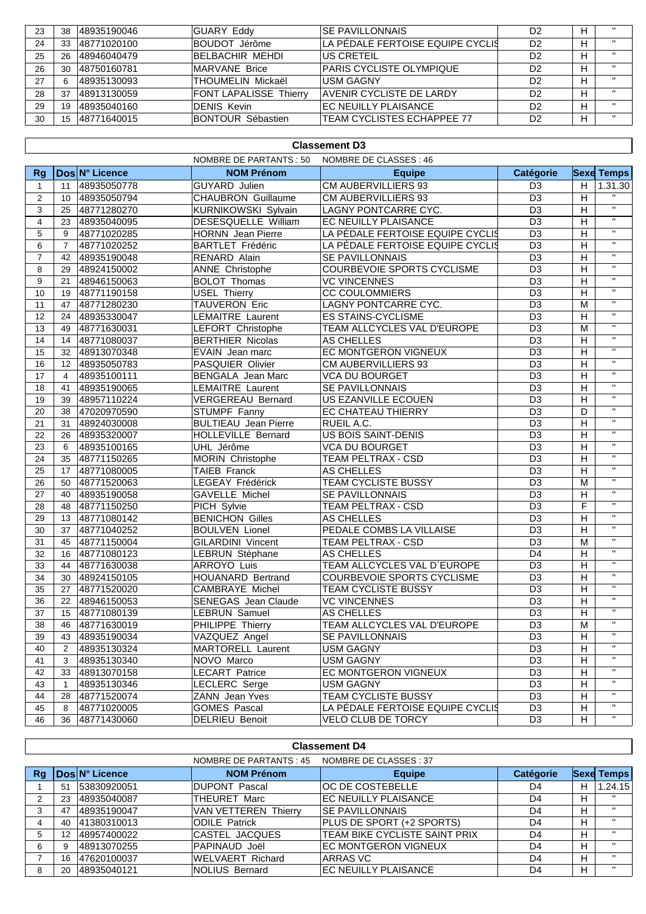| 23 | 38 | 48935190046 | GUARY Eddy | SE PAVILLONNAIS | D2 | H | " |
|---|---|---|---|---|---|---|---|
| 24 | 33 | 48771020100 | BOUDOT Jérôme | LA PÉDALE FERTOISE EQUIPE CYCLIS | D2 | H | " |
| 25 | 26 | 48946040479 | BELBACHIR MEHDI | US CRETEIL | D2 | H | " |
| 26 | 30 | 48750160781 | MARVANE Brice | PARIS CYCLISTE OLYMPIQUE | D2 | H | " |
| 27 | 6 | 48935130093 | THOUMELIN Mickaël | USM GAGNY | D2 | H | " |
| 28 | 37 | 48913130059 | FONT LAPALISSE Thierry | AVENIR CYCLISTE DE LARDY | D2 | H | " |
| 29 | 19 | 48935040160 | DENIS Kevin | EC NEUILLY PLAISANCE | D2 | H | " |
| 30 | 15 | 48771640015 | BONTOUR Sébastien | TEAM CYCLISTES ECHAPPEE 77 | D2 | H | " |

## Classement D3

NOMBRE DE PARTANTS : 50 NOMBRE DE CLASSES : 46

| Rg | Dos | N° Licence | NOM Prénom | Equipe | Catégorie | Sexe | Temps |
|---|---|---|---|---|---|---|---|
| 1 | 11 | 48935050778 | GUYARD Julien | CM AUBERVILLIERS 93 | D3 | H | 1.31.30 |
| 2 | 10 | 48935050794 | CHAUBRON Guillaume | CM AUBERVILLIERS 93 | D3 | H | " |
| 3 | 25 | 48771280270 | KURNIKOWSKI Sylvain | LAGNY PONTCARRE CYC. | D3 | H | " |
| 4 | 23 | 48935040095 | DESESQUELLE William | EC NEUILLY PLAISANCE | D3 | H | " |
| 5 | 9 | 48771020285 | HORNN Jean Pierre | LA PÉDALE FERTOISE EQUIPE CYCLIS | D3 | H | " |
| 6 | 7 | 48771020252 | BARTLET Frédéric | LA PÉDALE FERTOISE EQUIPE CYCLIS | D3 | H | " |
| 7 | 42 | 48935190048 | RENARD Alain | SE PAVILLONNAIS | D3 | H | " |
| 8 | 29 | 48924150002 | ANNE Christophe | COURBEVOIE SPORTS CYCLISME | D3 | H | " |
| 9 | 21 | 48946150063 | BOLOT Thomas | VC VINCENNES | D3 | H | " |
| 10 | 19 | 48771190158 | USEL Thierry | CC COULOMMIERS | D3 | H | " |
| 11 | 47 | 48771280230 | TAUVERON Eric | LAGNY PONTCARRE CYC. | D3 | M | " |
| 12 | 24 | 48935330047 | LEMAITRE Laurent | ES STAINS-CYCLISME | D3 | H | " |
| 13 | 49 | 48771630031 | LEFORT Christophe | TEAM ALLCYCLES VAL D'EUROPE | D3 | M | " |
| 14 | 14 | 48771080037 | BERTHIER Nicolas | AS CHELLES | D3 | H | " |
| 15 | 32 | 48913070348 | EVAIN Jean marc | EC MONTGERON VIGNEUX | D3 | H | " |
| 16 | 12 | 48935050783 | PASQUIER Olivier | CM AUBERVILLIERS 93 | D3 | H | " |
| 17 | 4 | 48935100111 | BENGALA Jean Marc | VCA DU BOURGET | D3 | H | " |
| 18 | 41 | 48935190065 | LEMAITRE Laurent | SE PAVILLONNAIS | D3 | H | " |
| 19 | 39 | 48957110224 | VERGEREAU Bernard | US EZANVILLE ECOUEN | D3 | H | " |
| 20 | 38 | 47020970590 | STUMPF Fanny | EC CHATEAU THIERRY | D3 | D | " |
| 21 | 31 | 48924030008 | BULTIEAU Jean Pierre | RUEIL A.C. | D3 | H | " |
| 22 | 26 | 48935320007 | HOLLEVILLE Bernard | US BOIS SAINT-DENIS | D3 | H | " |
| 23 | 6 | 48935100165 | UHL Jérôme | VCA DU BOURGET | D3 | H | " |
| 24 | 35 | 48771150265 | MORIN Christophe | TEAM PELTRAX - CSD | D3 | H | " |
| 25 | 17 | 48771080005 | TAIEB Franck | AS CHELLES | D3 | H | " |
| 26 | 50 | 48771520063 | LEGEAY Frédérick | TEAM CYCLISTE BUSSY | D3 | M | " |
| 27 | 40 | 48935190058 | GAVELLE Michel | SE PAVILLONNAIS | D3 | H | " |
| 28 | 48 | 48771150250 | PICH Sylvie | TEAM PELTRAX - CSD | D3 | F | " |
| 29 | 13 | 48771080142 | BENICHON Gilles | AS CHELLES | D3 | H | " |
| 30 | 37 | 48771040252 | BOULVEN Lionel | PEDALE COMBS LA VILLAISE | D3 | H | " |
| 31 | 45 | 48771150004 | GILARDINI Vincent | TEAM PELTRAX - CSD | D3 | M | " |
| 32 | 16 | 48771080123 | LEBRUN Stéphane | AS CHELLES | D4 | H | " |
| 33 | 44 | 48771630038 | ARROYO Luis | TEAM ALLCYCLES VAL D`EUROPE | D3 | H | " |
| 34 | 30 | 48924150105 | HOUANARD Bertrand | COURBEVOIE SPORTS CYCLISME | D3 | H | " |
| 35 | 27 | 48771520020 | CAMBRAYE Michel | TEAM CYCLISTE BUSSY | D3 | H | " |
| 36 | 22 | 48946150053 | SENEGAS Jean Claude | VC VINCENNES | D3 | H | " |
| 37 | 15 | 48771080139 | LEBRUN Samuel | AS CHELLES | D3 | H | " |
| 38 | 46 | 48771630019 | PHILIPPE Thierry | TEAM ALLCYCLES VAL D'EUROPE | D3 | M | " |
| 39 | 43 | 48935190034 | VAZQUEZ Angel | SE PAVILLONNAIS | D3 | H | " |
| 40 | 2 | 48935130324 | MARTORELL Laurent | USM GAGNY | D3 | H | " |
| 41 | 3 | 48935130340 | NOVO Marco | USM GAGNY | D3 | H | " |
| 42 | 33 | 48913070158 | LECART Patrice | EC MONTGERON VIGNEUX | D3 | H | " |
| 43 | 1 | 48935130346 | LECLERC Serge | USM GAGNY | D3 | H | " |
| 44 | 28 | 48771520074 | ZANN Jean Yves | TEAM CYCLISTE BUSSY | D3 | H | " |
| 45 | 8 | 48771020005 | GOMES Pascal | LA PÉDALE FERTOISE EQUIPE CYCLIS | D3 | H | " |
| 46 | 36 | 48771430060 | DELRIEU Benoit | VELO CLUB DE TORCY | D3 | H | " |

## Classement D4

NOMBRE DE PARTANTS : 45 NOMBRE DE CLASSES : 37

| Rg | Dos | N° Licence | NOM Prénom | Equipe | Catégorie | Sexe | Temps |
|---|---|---|---|---|---|---|---|
| 1 | 51 | 53830920051 | DUPONT Pascal | OC DE COSTEBELLE | D4 | H | 1.24.15 |
| 2 | 23 | 48935040087 | THEURET Marc | EC NEUILLY PLAISANCE | D4 | H | " |
| 3 | 47 | 48935190047 | VAN VETTEREN Thierry | SE PAVILLONNAIS | D4 | H | " |
| 4 | 40 | 41380310013 | ODILE Patrick | PLUS DE SPORT (+2 SPORTS) | D4 | H | " |
| 5 | 12 | 48957400022 | CASTEL JACQUES | TEAM BIKE CYCLISTE SAINT PRIX | D4 | H | " |
| 6 | 9 | 48913070255 | PAPINAUD Joël | EC MONTGERON VIGNEUX | D4 | H | " |
| 7 | 16 | 47620100037 | WELVAERT Richard | ARRAS VC | D4 | H | " |
| 8 | 20 | 48935040121 | NOLIUS Bernard | EC NEUILLY PLAISANCE | D4 | H | " |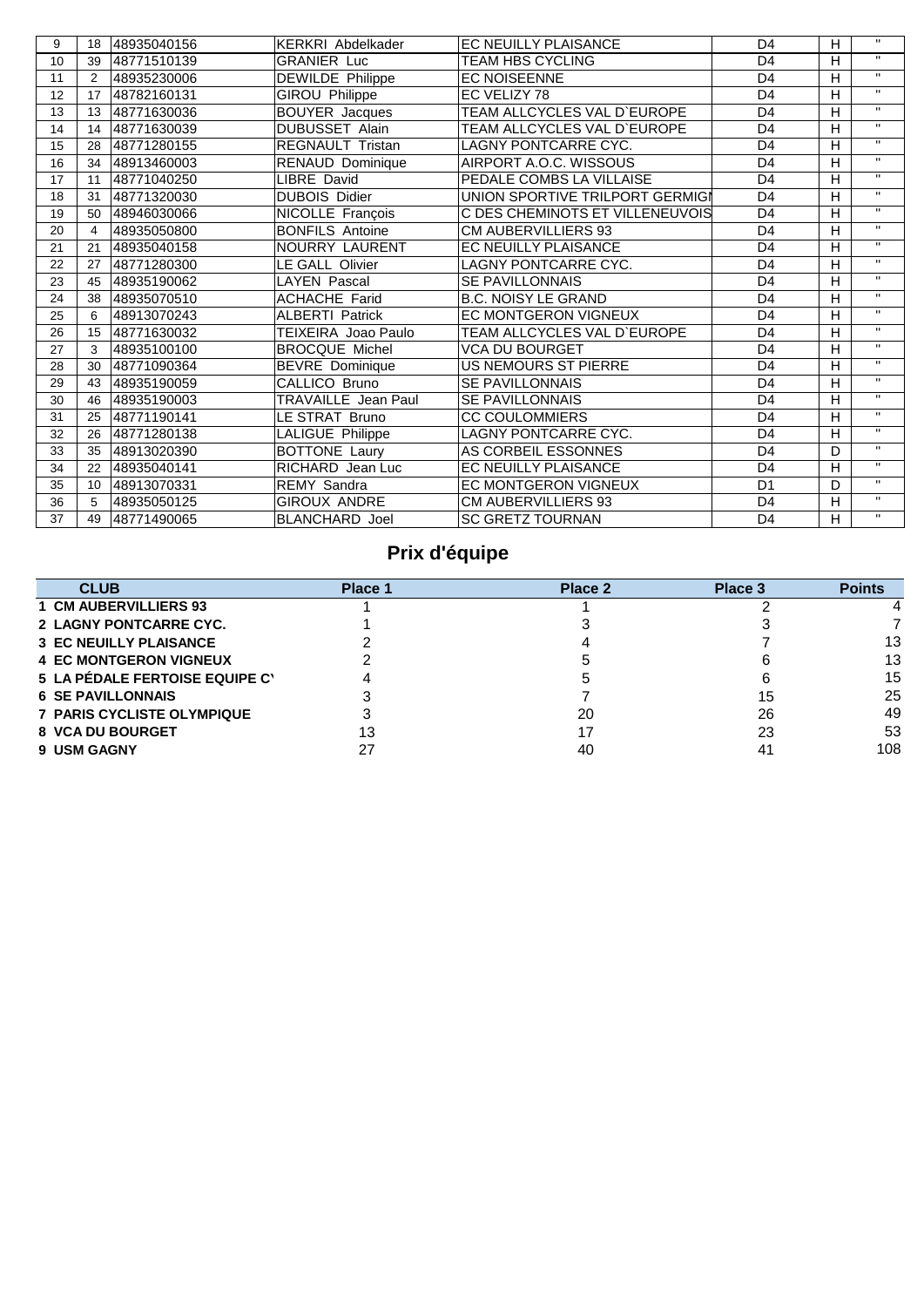| | | | | | | | |
|---|---|---|---|---|---|---|---|
| 9 | 18 | 48935040156 | KERKRI Abdelkader | EC NEUILLY PLAISANCE | D4 | H | " |
| 10 | 39 | 48771510139 | GRANIER Luc | TEAM HBS CYCLING | D4 | H | " |
| 11 | 2 | 48935230006 | DEWILDE Philippe | EC NOISEENNE | D4 | H | " |
| 12 | 17 | 48782160131 | GIROU Philippe | EC VELIZY 78 | D4 | H | " |
| 13 | 13 | 48771630036 | BOUYER Jacques | TEAM ALLCYCLES VAL D`EUROPE | D4 | H | " |
| 14 | 14 | 48771630039 | DUBUSSET Alain | TEAM ALLCYCLES VAL D`EUROPE | D4 | H | " |
| 15 | 28 | 48771280155 | REGNAULT Tristan | LAGNY PONTCARRE CYC. | D4 | H | " |
| 16 | 34 | 48913460003 | RENAUD Dominique | AIRPORT A.O.C. WISSOUS | D4 | H | " |
| 17 | 11 | 48771040250 | LIBRE David | PEDALE COMBS LA VILLAISE | D4 | H | " |
| 18 | 31 | 48771320030 | DUBOIS Didier | UNION SPORTIVE TRILPORT GERMIGI | D4 | H | " |
| 19 | 50 | 48946030066 | NICOLLE François | C DES CHEMINOTS ET VILLENEUVOIS | D4 | H | " |
| 20 | 4 | 48935050800 | BONFILS Antoine | CM AUBERVILLIERS 93 | D4 | H | " |
| 21 | 21 | 48935040158 | NOURRY LAURENT | EC NEUILLY PLAISANCE | D4 | H | " |
| 22 | 27 | 48771280300 | LE GALL Olivier | LAGNY PONTCARRE CYC. | D4 | H | " |
| 23 | 45 | 48935190062 | LAYEN Pascal | SE PAVILLONNAIS | D4 | H | " |
| 24 | 38 | 48935070510 | ACHACHE Farid | B.C. NOISY LE GRAND | D4 | H | " |
| 25 | 6 | 48913070243 | ALBERTI Patrick | EC MONTGERON VIGNEUX | D4 | H | " |
| 26 | 15 | 48771630032 | TEIXEIRA Joao Paulo | TEAM ALLCYCLES VAL D`EUROPE | D4 | H | " |
| 27 | 3 | 48935100100 | BROCQUE Michel | VCA DU BOURGET | D4 | H | " |
| 28 | 30 | 48771090364 | BEVRE Dominique | US NEMOURS ST PIERRE | D4 | H | " |
| 29 | 43 | 48935190059 | CALLICO Bruno | SE PAVILLONNAIS | D4 | H | " |
| 30 | 46 | 48935190003 | TRAVAILLE Jean Paul | SE PAVILLONNAIS | D4 | H | " |
| 31 | 25 | 48771190141 | LE STRAT Bruno | CC COULOMMIERS | D4 | H | " |
| 32 | 26 | 48771280138 | LALIGUE Philippe | LAGNY PONTCARRE CYC. | D4 | H | " |
| 33 | 35 | 48913020390 | BOTTONE Laury | AS CORBEIL ESSONNES | D4 | D | " |
| 34 | 22 | 48935040141 | RICHARD Jean Luc | EC NEUILLY PLAISANCE | D4 | H | " |
| 35 | 10 | 48913070331 | REMY Sandra | EC MONTGERON VIGNEUX | D1 | D | " |
| 36 | 5 | 48935050125 | GIROUX ANDRE | CM AUBERVILLIERS 93 | D4 | H | " |
| 37 | 49 | 48771490065 | BLANCHARD Joel | SC GRETZ TOURNAN | D4 | H | " |

## Prix d'équipe

| CLUB | Place 1 | Place 2 | Place 3 | Points |
|---|---|---|---|---|
| 1 CM AUBERVILLIERS 93 | 1 | 1 | 2 | 4 |
| 2 LAGNY PONTCARRE CYC. | 1 | 3 | 3 | 7 |
| 3 EC NEUILLY PLAISANCE | 2 | 4 | 7 | 13 |
| 4 EC MONTGERON VIGNEUX | 2 | 5 | 6 | 13 |
| 5 LA PÉDALE FERTOISE EQUIPE C' | 4 | 5 | 6 | 15 |
| 6 SE PAVILLONNAIS | 3 | 7 | 15 | 25 |
| 7 PARIS CYCLISTE OLYMPIQUE | 3 | 20 | 26 | 49 |
| 8 VCA DU BOURGET | 13 | 17 | 23 | 53 |
| 9 USM GAGNY | 27 | 40 | 41 | 108 |